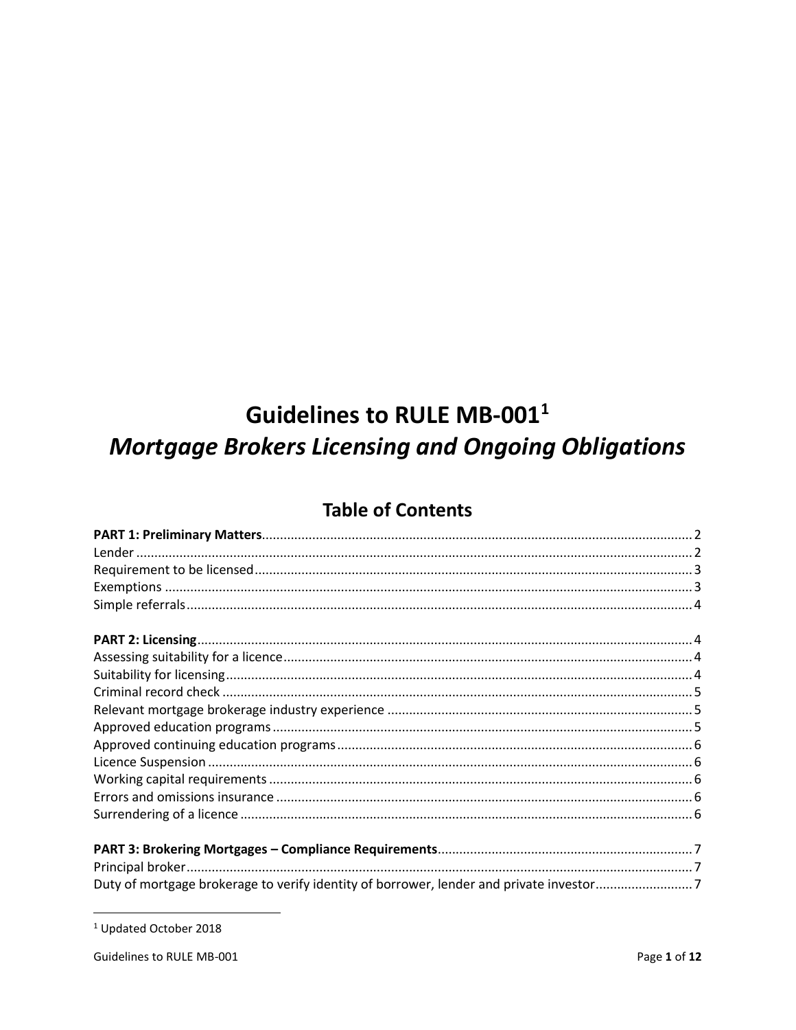# Guidelines to RULE MB-001[1]

## *Mortgage Brokers Licensing and Ongoing Obligations*

## Table of Contents

**PART 1: Preliminary Matters** .......... 2
Lender .......... 2
Requirement to be licensed .......... 3
Exemptions .......... 3
Simple referrals .......... 4

**PART 2: Licensing** .......... 4
Assessing suitability for a licence .......... 4
Suitability for licensing .......... 4
Criminal record check .......... 5
Relevant mortgage brokerage industry experience .......... 5
Approved education programs .......... 5
Approved continuing education programs .......... 6
Licence Suspension .......... 6
Working capital requirements .......... 6
Errors and omissions insurance .......... 6
Surrendering of a licence .......... 6

**PART 3: Brokering Mortgages – Compliance Requirements** .......... 7
Principal broker .......... 7
Duty of mortgage brokerage to verify identity of borrower, lender and private investor .......... 7

[1] Updated October 2018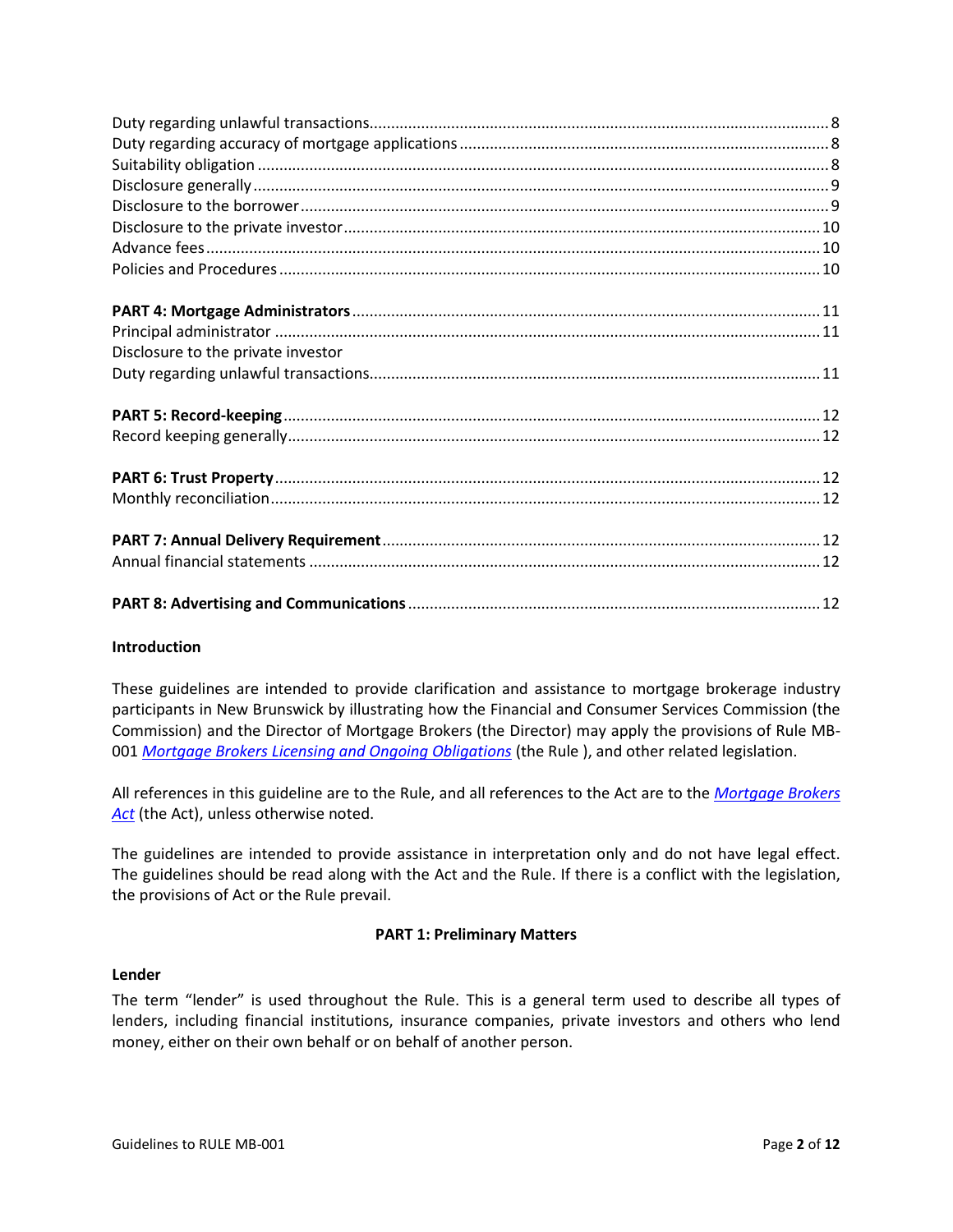Duty regarding unlawful transactions .......... 8
Duty regarding accuracy of mortgage applications .......... 8
Suitability obligation .......... 8
Disclosure generally .......... 9
Disclosure to the borrower .......... 9
Disclosure to the private investor .......... 10
Advance fees .......... 10
Policies and Procedures .......... 10

**PART 4: Mortgage Administrators** .......... 11
Principal administrator .......... 11
Disclosure to the private investor
Duty regarding unlawful transactions .......... 11

**PART 5: Record-keeping** .......... 12
Record keeping generally .......... 12

**PART 6: Trust Property** .......... 12
Monthly reconciliation .......... 12

**PART 7: Annual Delivery Requirement** .......... 12
Annual financial statements .......... 12

**PART 8: Advertising and Communications** .......... 12

## Introduction

These guidelines are intended to provide clarification and assistance to mortgage brokerage industry participants in New Brunswick by illustrating how the Financial and Consumer Services Commission (the Commission) and the Director of Mortgage Brokers (the Director) may apply the provisions of Rule MB-001 *Mortgage Brokers Licensing and Ongoing Obligations* (the Rule ), and other related legislation.

All references in this guideline are to the Rule, and all references to the Act are to the *Mortgage Brokers Act* (the Act), unless otherwise noted.

The guidelines are intended to provide assistance in interpretation only and do not have legal effect. The guidelines should be read along with the Act and the Rule. If there is a conflict with the legislation, the provisions of Act or the Rule prevail.

## PART 1: Preliminary Matters

### Lender

The term "lender" is used throughout the Rule. This is a general term used to describe all types of lenders, including financial institutions, insurance companies, private investors and others who lend money, either on their own behalf or on behalf of another person.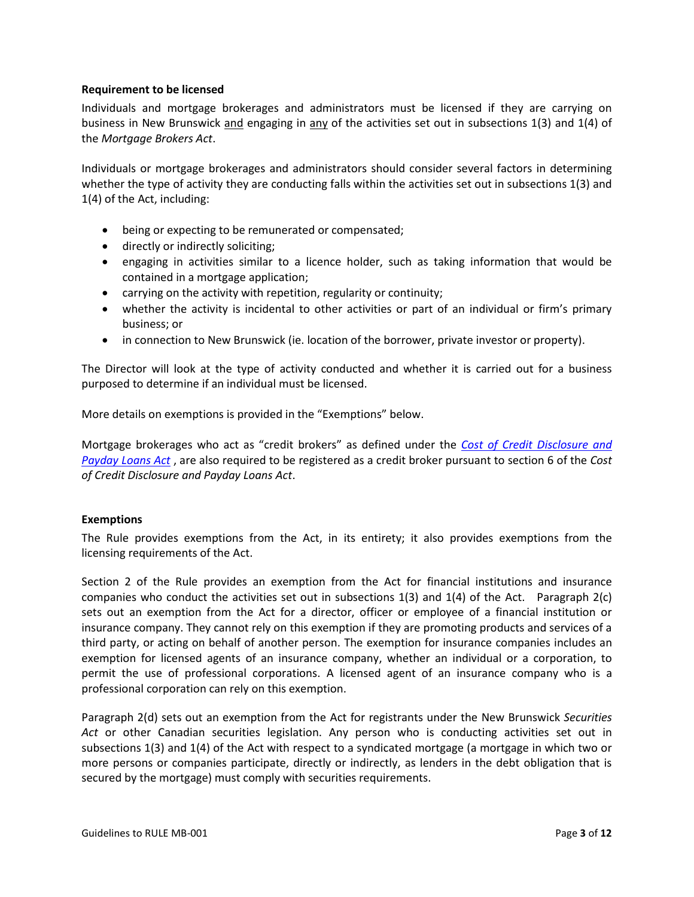**Requirement to be licensed**

Individuals and mortgage brokerages and administrators must be licensed if they are carrying on business in New Brunswick and engaging in any of the activities set out in subsections 1(3) and 1(4) of the *Mortgage Brokers Act*.

Individuals or mortgage brokerages and administrators should consider several factors in determining whether the type of activity they are conducting falls within the activities set out in subsections 1(3) and 1(4) of the Act, including:

- being or expecting to be remunerated or compensated;
- directly or indirectly soliciting;
- engaging in activities similar to a licence holder, such as taking information that would be contained in a mortgage application;
- carrying on the activity with repetition, regularity or continuity;
- whether the activity is incidental to other activities or part of an individual or firm's primary business; or
- in connection to New Brunswick (ie. location of the borrower, private investor or property).

The Director will look at the type of activity conducted and whether it is carried out for a business purposed to determine if an individual must be licensed.

More details on exemptions is provided in the "Exemptions" below.

Mortgage brokerages who act as "credit brokers" as defined under the *Cost of Credit Disclosure and Payday Loans Act* , are also required to be registered as a credit broker pursuant to section 6 of the *Cost of Credit Disclosure and Payday Loans Act*.

**Exemptions**

The Rule provides exemptions from the Act, in its entirety; it also provides exemptions from the licensing requirements of the Act.

Section 2 of the Rule provides an exemption from the Act for financial institutions and insurance companies who conduct the activities set out in subsections 1(3) and 1(4) of the Act. Paragraph 2(c) sets out an exemption from the Act for a director, officer or employee of a financial institution or insurance company. They cannot rely on this exemption if they are promoting products and services of a third party, or acting on behalf of another person. The exemption for insurance companies includes an exemption for licensed agents of an insurance company, whether an individual or a corporation, to permit the use of professional corporations. A licensed agent of an insurance company who is a professional corporation can rely on this exemption.

Paragraph 2(d) sets out an exemption from the Act for registrants under the New Brunswick *Securities Act* or other Canadian securities legislation. Any person who is conducting activities set out in subsections 1(3) and 1(4) of the Act with respect to a syndicated mortgage (a mortgage in which two or more persons or companies participate, directly or indirectly, as lenders in the debt obligation that is secured by the mortgage) must comply with securities requirements.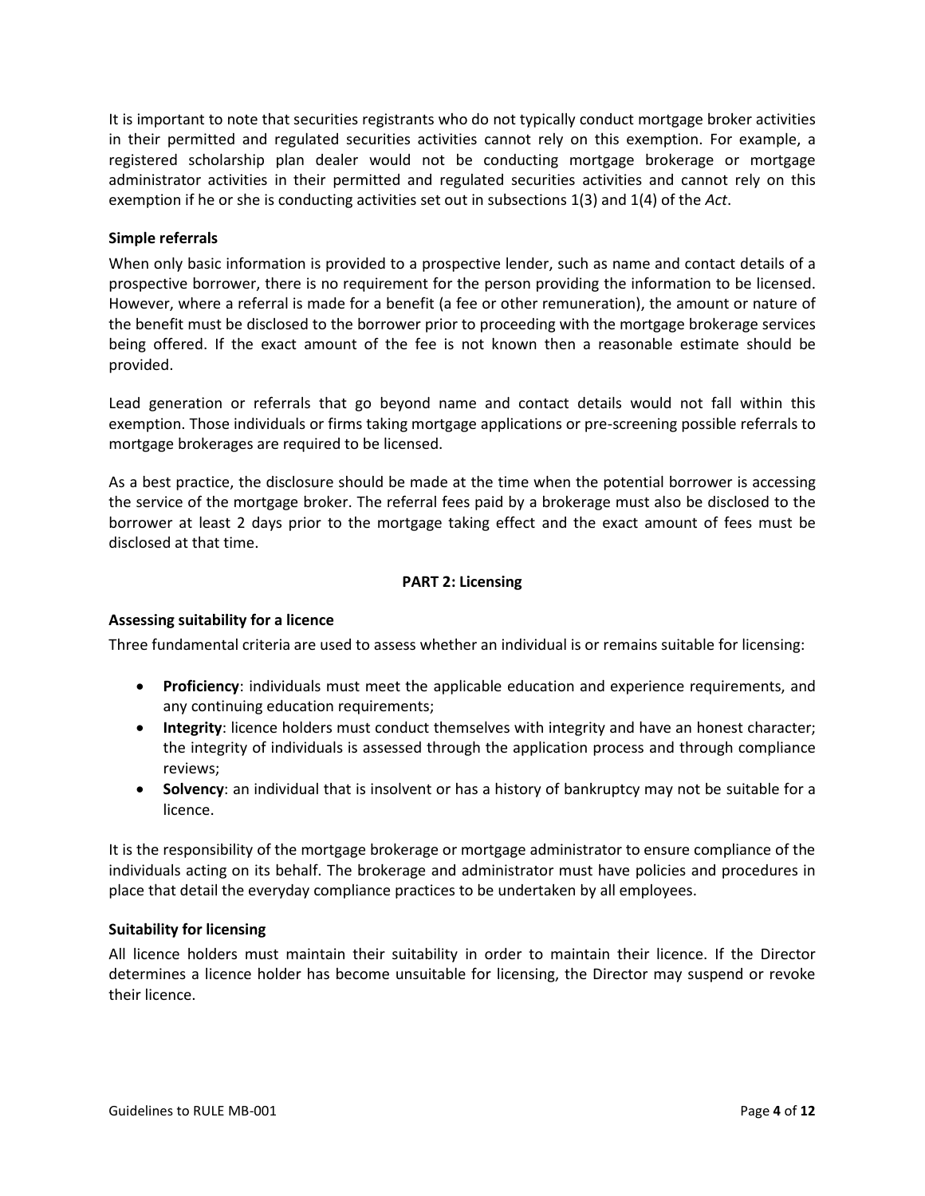It is important to note that securities registrants who do not typically conduct mortgage broker activities in their permitted and regulated securities activities cannot rely on this exemption. For example, a registered scholarship plan dealer would not be conducting mortgage brokerage or mortgage administrator activities in their permitted and regulated securities activities and cannot rely on this exemption if he or she is conducting activities set out in subsections 1(3) and 1(4) of the *Act*.

### Simple referrals

When only basic information is provided to a prospective lender, such as name and contact details of a prospective borrower, there is no requirement for the person providing the information to be licensed. However, where a referral is made for a benefit (a fee or other remuneration), the amount or nature of the benefit must be disclosed to the borrower prior to proceeding with the mortgage brokerage services being offered. If the exact amount of the fee is not known then a reasonable estimate should be provided.

Lead generation or referrals that go beyond name and contact details would not fall within this exemption. Those individuals or firms taking mortgage applications or pre-screening possible referrals to mortgage brokerages are required to be licensed.

As a best practice, the disclosure should be made at the time when the potential borrower is accessing the service of the mortgage broker. The referral fees paid by a brokerage must also be disclosed to the borrower at least 2 days prior to the mortgage taking effect and the exact amount of fees must be disclosed at that time.

## PART 2: Licensing

### Assessing suitability for a licence

Three fundamental criteria are used to assess whether an individual is or remains suitable for licensing:

- **Proficiency**: individuals must meet the applicable education and experience requirements, and any continuing education requirements;
- **Integrity**: licence holders must conduct themselves with integrity and have an honest character; the integrity of individuals is assessed through the application process and through compliance reviews;
- **Solvency**: an individual that is insolvent or has a history of bankruptcy may not be suitable for a licence.

It is the responsibility of the mortgage brokerage or mortgage administrator to ensure compliance of the individuals acting on its behalf. The brokerage and administrator must have policies and procedures in place that detail the everyday compliance practices to be undertaken by all employees.

### Suitability for licensing

All licence holders must maintain their suitability in order to maintain their licence. If the Director determines a licence holder has become unsuitable for licensing, the Director may suspend or revoke their licence.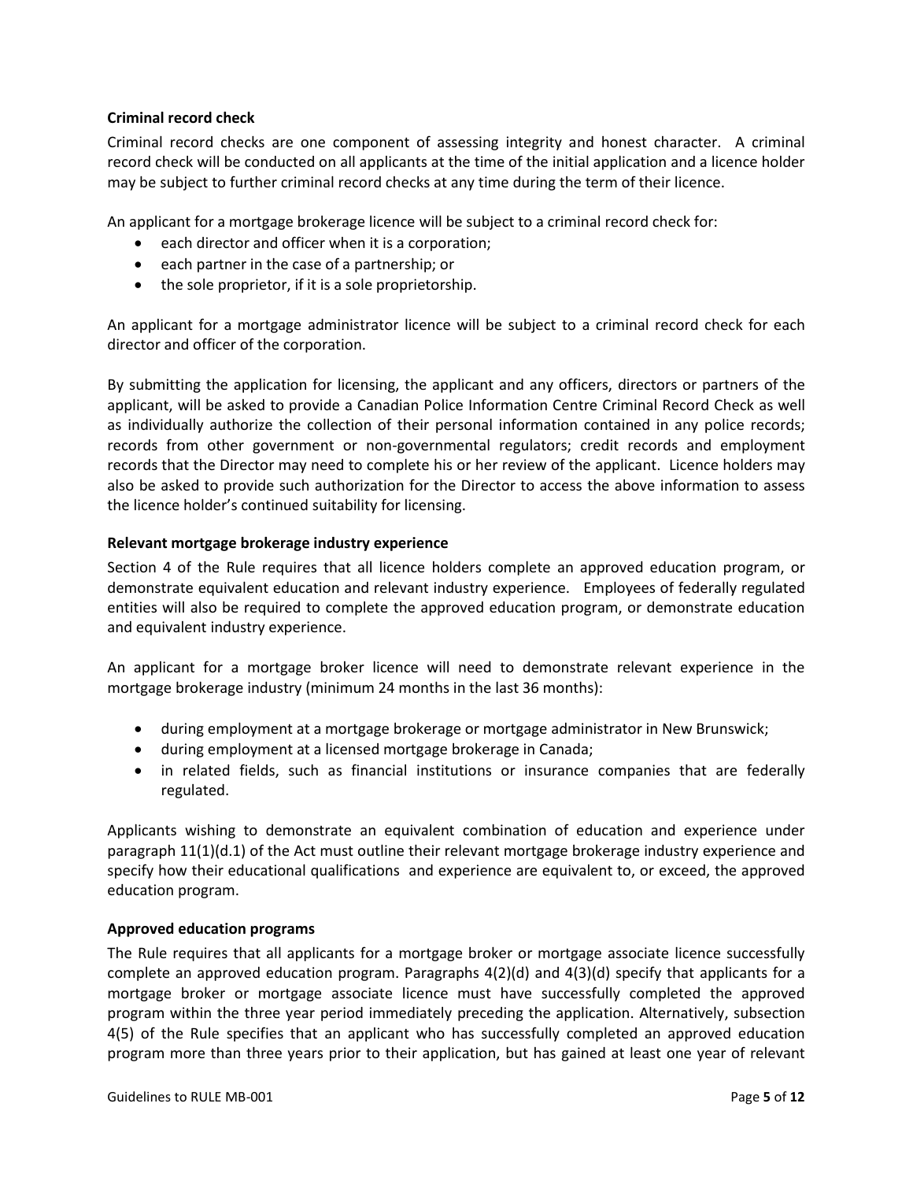**Criminal record check**

Criminal record checks are one component of assessing integrity and honest character. A criminal record check will be conducted on all applicants at the time of the initial application and a licence holder may be subject to further criminal record checks at any time during the term of their licence.

An applicant for a mortgage brokerage licence will be subject to a criminal record check for:

- each director and officer when it is a corporation;
- each partner in the case of a partnership; or
- the sole proprietor, if it is a sole proprietorship.

An applicant for a mortgage administrator licence will be subject to a criminal record check for each director and officer of the corporation.

By submitting the application for licensing, the applicant and any officers, directors or partners of the applicant, will be asked to provide a Canadian Police Information Centre Criminal Record Check as well as individually authorize the collection of their personal information contained in any police records; records from other government or non-governmental regulators; credit records and employment records that the Director may need to complete his or her review of the applicant. Licence holders may also be asked to provide such authorization for the Director to access the above information to assess the licence holder's continued suitability for licensing.

**Relevant mortgage brokerage industry experience**

Section 4 of the Rule requires that all licence holders complete an approved education program, or demonstrate equivalent education and relevant industry experience. Employees of federally regulated entities will also be required to complete the approved education program, or demonstrate education and equivalent industry experience.

An applicant for a mortgage broker licence will need to demonstrate relevant experience in the mortgage brokerage industry (minimum 24 months in the last 36 months):

- during employment at a mortgage brokerage or mortgage administrator in New Brunswick;
- during employment at a licensed mortgage brokerage in Canada;
- in related fields, such as financial institutions or insurance companies that are federally regulated.

Applicants wishing to demonstrate an equivalent combination of education and experience under paragraph 11(1)(d.1) of the Act must outline their relevant mortgage brokerage industry experience and specify how their educational qualifications and experience are equivalent to, or exceed, the approved education program.

**Approved education programs**

The Rule requires that all applicants for a mortgage broker or mortgage associate licence successfully complete an approved education program. Paragraphs 4(2)(d) and 4(3)(d) specify that applicants for a mortgage broker or mortgage associate licence must have successfully completed the approved program within the three year period immediately preceding the application. Alternatively, subsection 4(5) of the Rule specifies that an applicant who has successfully completed an approved education program more than three years prior to their application, but has gained at least one year of relevant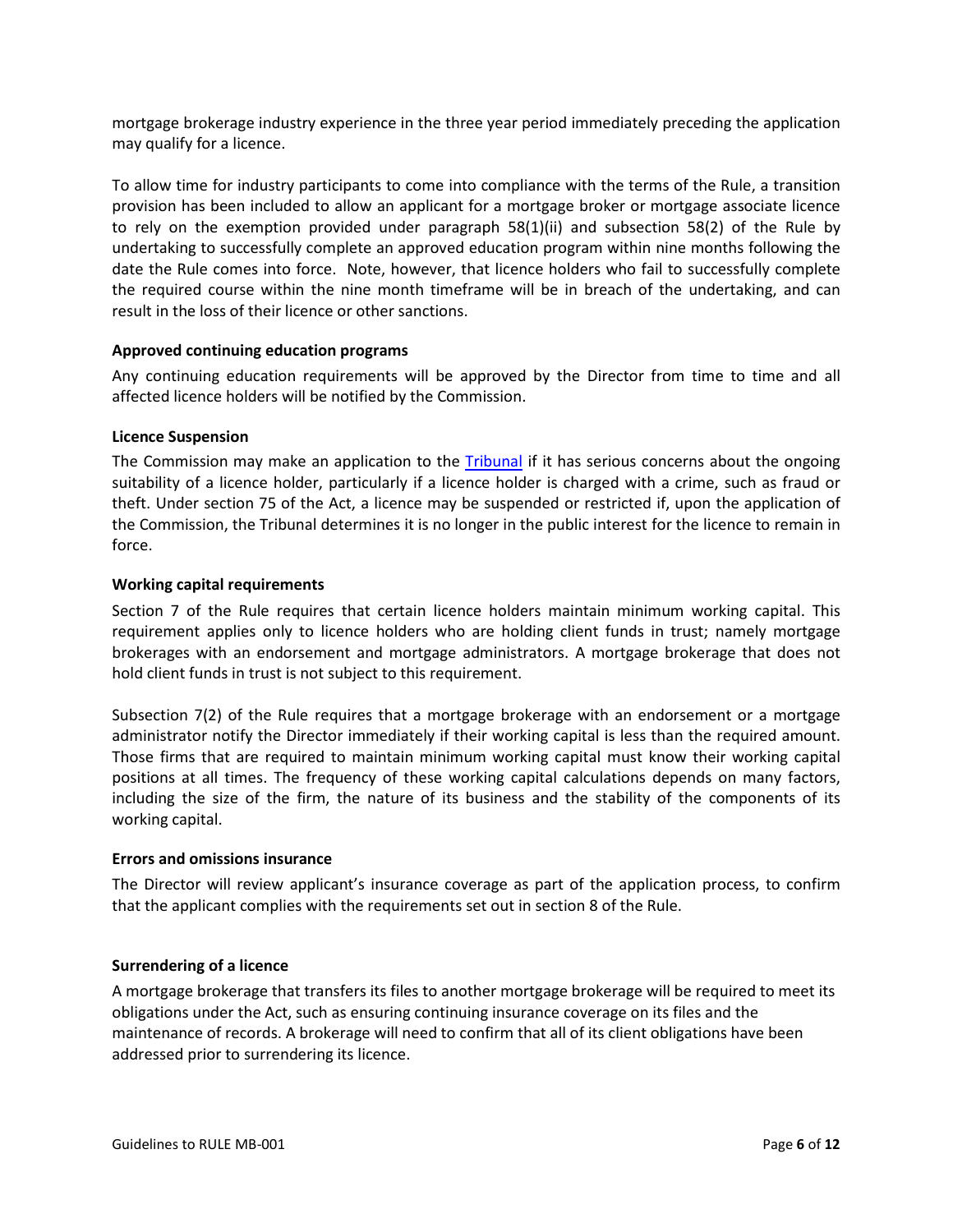mortgage brokerage industry experience in the three year period immediately preceding the application may qualify for a licence.

To allow time for industry participants to come into compliance with the terms of the Rule, a transition provision has been included to allow an applicant for a mortgage broker or mortgage associate licence to rely on the exemption provided under paragraph 58(1)(ii) and subsection 58(2) of the Rule by undertaking to successfully complete an approved education program within nine months following the date the Rule comes into force. Note, however, that licence holders who fail to successfully complete the required course within the nine month timeframe will be in breach of the undertaking, and can result in the loss of their licence or other sanctions.

**Approved continuing education programs**

Any continuing education requirements will be approved by the Director from time to time and all affected licence holders will be notified by the Commission.

**Licence Suspension**

The Commission may make an application to the Tribunal if it has serious concerns about the ongoing suitability of a licence holder, particularly if a licence holder is charged with a crime, such as fraud or theft. Under section 75 of the Act, a licence may be suspended or restricted if, upon the application of the Commission, the Tribunal determines it is no longer in the public interest for the licence to remain in force.

**Working capital requirements**

Section 7 of the Rule requires that certain licence holders maintain minimum working capital. This requirement applies only to licence holders who are holding client funds in trust; namely mortgage brokerages with an endorsement and mortgage administrators. A mortgage brokerage that does not hold client funds in trust is not subject to this requirement.

Subsection 7(2) of the Rule requires that a mortgage brokerage with an endorsement or a mortgage administrator notify the Director immediately if their working capital is less than the required amount. Those firms that are required to maintain minimum working capital must know their working capital positions at all times. The frequency of these working capital calculations depends on many factors, including the size of the firm, the nature of its business and the stability of the components of its working capital.

**Errors and omissions insurance**

The Director will review applicant's insurance coverage as part of the application process, to confirm that the applicant complies with the requirements set out in section 8 of the Rule.

**Surrendering of a licence**

A mortgage brokerage that transfers its files to another mortgage brokerage will be required to meet its obligations under the Act, such as ensuring continuing insurance coverage on its files and the maintenance of records. A brokerage will need to confirm that all of its client obligations have been addressed prior to surrendering its licence.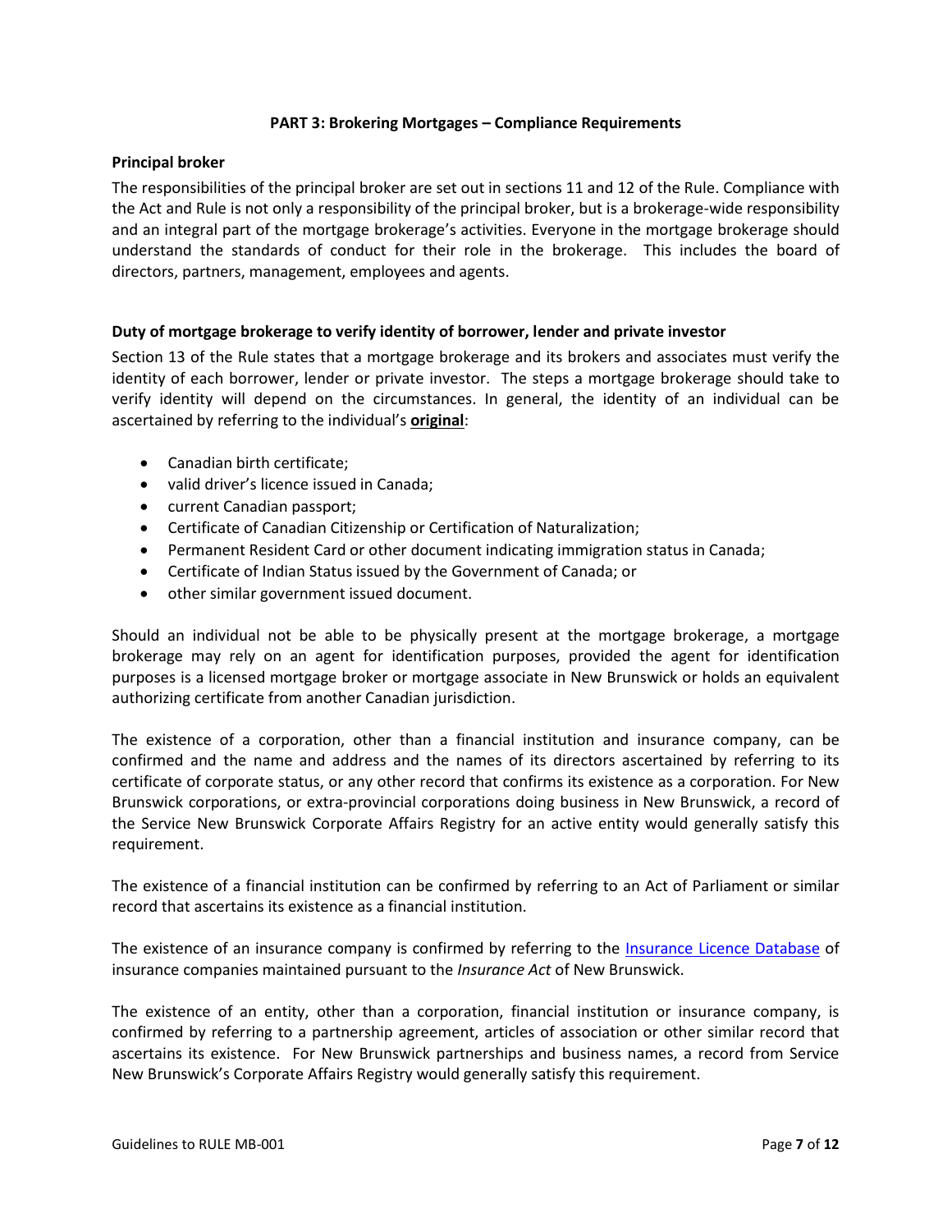## PART 3: Brokering Mortgages – Compliance Requirements

### Principal broker

The responsibilities of the principal broker are set out in sections 11 and 12 of the Rule. Compliance with the Act and Rule is not only a responsibility of the principal broker, but is a brokerage-wide responsibility and an integral part of the mortgage brokerage's activities. Everyone in the mortgage brokerage should understand the standards of conduct for their role in the brokerage. This includes the board of directors, partners, management, employees and agents.

### Duty of mortgage brokerage to verify identity of borrower, lender and private investor

Section 13 of the Rule states that a mortgage brokerage and its brokers and associates must verify the identity of each borrower, lender or private investor. The steps a mortgage brokerage should take to verify identity will depend on the circumstances. In general, the identity of an individual can be ascertained by referring to the individual's **original**:

- Canadian birth certificate;
- valid driver's licence issued in Canada;
- current Canadian passport;
- Certificate of Canadian Citizenship or Certification of Naturalization;
- Permanent Resident Card or other document indicating immigration status in Canada;
- Certificate of Indian Status issued by the Government of Canada; or
- other similar government issued document.

Should an individual not be able to be physically present at the mortgage brokerage, a mortgage brokerage may rely on an agent for identification purposes, provided the agent for identification purposes is a licensed mortgage broker or mortgage associate in New Brunswick or holds an equivalent authorizing certificate from another Canadian jurisdiction.

The existence of a corporation, other than a financial institution and insurance company, can be confirmed and the name and address and the names of its directors ascertained by referring to its certificate of corporate status, or any other record that confirms its existence as a corporation. For New Brunswick corporations, or extra-provincial corporations doing business in New Brunswick, a record of the Service New Brunswick Corporate Affairs Registry for an active entity would generally satisfy this requirement.

The existence of a financial institution can be confirmed by referring to an Act of Parliament or similar record that ascertains its existence as a financial institution.

The existence of an insurance company is confirmed by referring to the Insurance Licence Database of insurance companies maintained pursuant to the *Insurance Act* of New Brunswick.

The existence of an entity, other than a corporation, financial institution or insurance company, is confirmed by referring to a partnership agreement, articles of association or other similar record that ascertains its existence. For New Brunswick partnerships and business names, a record from Service New Brunswick's Corporate Affairs Registry would generally satisfy this requirement.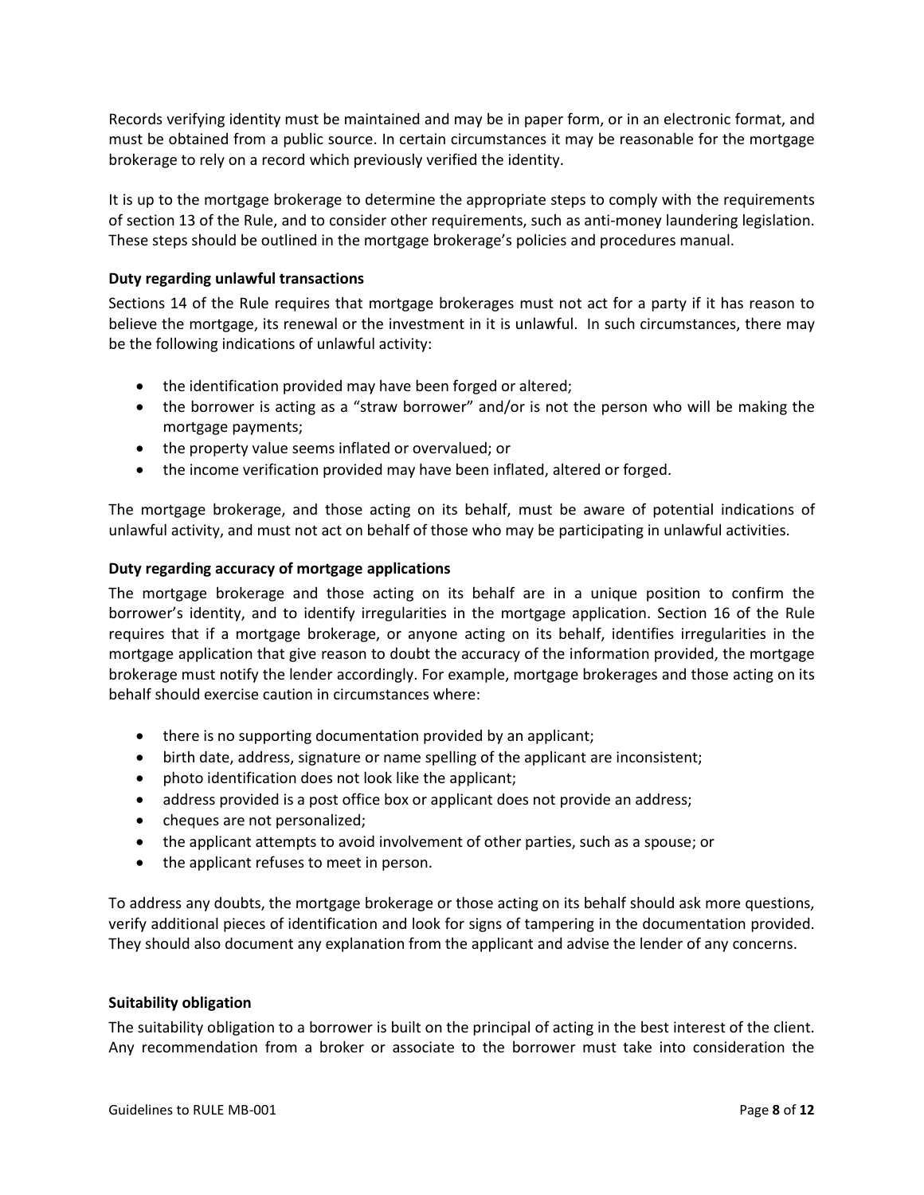Records verifying identity must be maintained and may be in paper form, or in an electronic format, and must be obtained from a public source. In certain circumstances it may be reasonable for the mortgage brokerage to rely on a record which previously verified the identity.

It is up to the mortgage brokerage to determine the appropriate steps to comply with the requirements of section 13 of the Rule, and to consider other requirements, such as anti-money laundering legislation. These steps should be outlined in the mortgage brokerage's policies and procedures manual.

**Duty regarding unlawful transactions**

Sections 14 of the Rule requires that mortgage brokerages must not act for a party if it has reason to believe the mortgage, its renewal or the investment in it is unlawful. In such circumstances, there may be the following indications of unlawful activity:

- the identification provided may have been forged or altered;
- the borrower is acting as a "straw borrower" and/or is not the person who will be making the mortgage payments;
- the property value seems inflated or overvalued; or
- the income verification provided may have been inflated, altered or forged.

The mortgage brokerage, and those acting on its behalf, must be aware of potential indications of unlawful activity, and must not act on behalf of those who may be participating in unlawful activities.

**Duty regarding accuracy of mortgage applications**

The mortgage brokerage and those acting on its behalf are in a unique position to confirm the borrower's identity, and to identify irregularities in the mortgage application. Section 16 of the Rule requires that if a mortgage brokerage, or anyone acting on its behalf, identifies irregularities in the mortgage application that give reason to doubt the accuracy of the information provided, the mortgage brokerage must notify the lender accordingly. For example, mortgage brokerages and those acting on its behalf should exercise caution in circumstances where:

- there is no supporting documentation provided by an applicant;
- birth date, address, signature or name spelling of the applicant are inconsistent;
- photo identification does not look like the applicant;
- address provided is a post office box or applicant does not provide an address;
- cheques are not personalized;
- the applicant attempts to avoid involvement of other parties, such as a spouse; or
- the applicant refuses to meet in person.

To address any doubts, the mortgage brokerage or those acting on its behalf should ask more questions, verify additional pieces of identification and look for signs of tampering in the documentation provided. They should also document any explanation from the applicant and advise the lender of any concerns.

**Suitability obligation**

The suitability obligation to a borrower is built on the principal of acting in the best interest of the client. Any recommendation from a broker or associate to the borrower must take into consideration the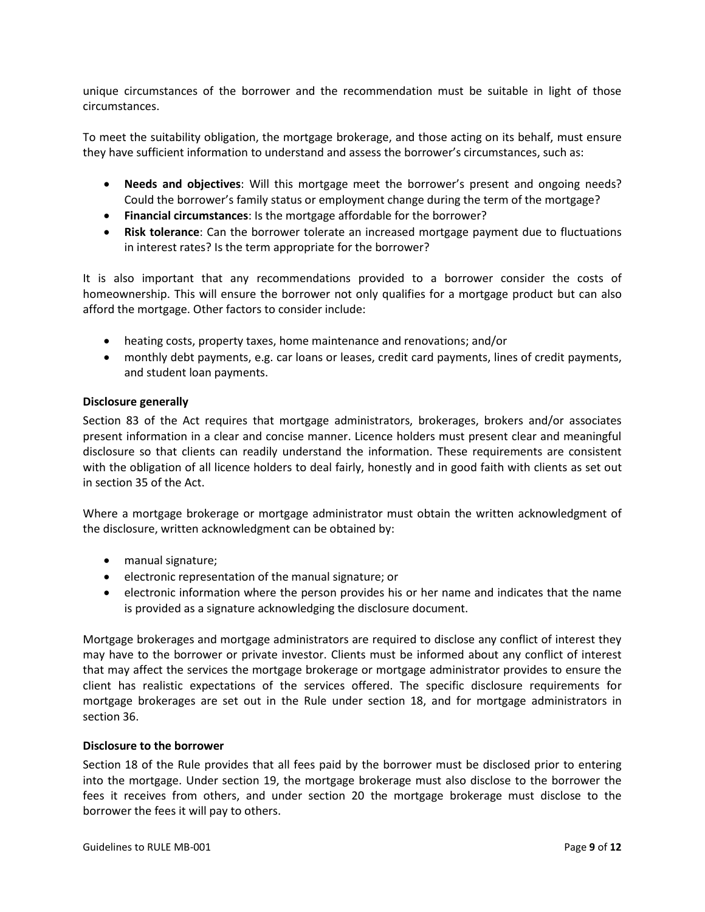unique circumstances of the borrower and the recommendation must be suitable in light of those circumstances.

To meet the suitability obligation, the mortgage brokerage, and those acting on its behalf, must ensure they have sufficient information to understand and assess the borrower's circumstances, such as:

- **Needs and objectives**: Will this mortgage meet the borrower's present and ongoing needs? Could the borrower's family status or employment change during the term of the mortgage?
- **Financial circumstances**: Is the mortgage affordable for the borrower?
- **Risk tolerance**: Can the borrower tolerate an increased mortgage payment due to fluctuations in interest rates? Is the term appropriate for the borrower?

It is also important that any recommendations provided to a borrower consider the costs of homeownership. This will ensure the borrower not only qualifies for a mortgage product but can also afford the mortgage. Other factors to consider include:

- heating costs, property taxes, home maintenance and renovations; and/or
- monthly debt payments, e.g. car loans or leases, credit card payments, lines of credit payments, and student loan payments.

**Disclosure generally**

Section 83 of the Act requires that mortgage administrators, brokerages, brokers and/or associates present information in a clear and concise manner. Licence holders must present clear and meaningful disclosure so that clients can readily understand the information. These requirements are consistent with the obligation of all licence holders to deal fairly, honestly and in good faith with clients as set out in section 35 of the Act.

Where a mortgage brokerage or mortgage administrator must obtain the written acknowledgment of the disclosure, written acknowledgment can be obtained by:

- manual signature;
- electronic representation of the manual signature; or
- electronic information where the person provides his or her name and indicates that the name is provided as a signature acknowledging the disclosure document.

Mortgage brokerages and mortgage administrators are required to disclose any conflict of interest they may have to the borrower or private investor. Clients must be informed about any conflict of interest that may affect the services the mortgage brokerage or mortgage administrator provides to ensure the client has realistic expectations of the services offered. The specific disclosure requirements for mortgage brokerages are set out in the Rule under section 18, and for mortgage administrators in section 36.

**Disclosure to the borrower**

Section 18 of the Rule provides that all fees paid by the borrower must be disclosed prior to entering into the mortgage. Under section 19, the mortgage brokerage must also disclose to the borrower the fees it receives from others, and under section 20 the mortgage brokerage must disclose to the borrower the fees it will pay to others.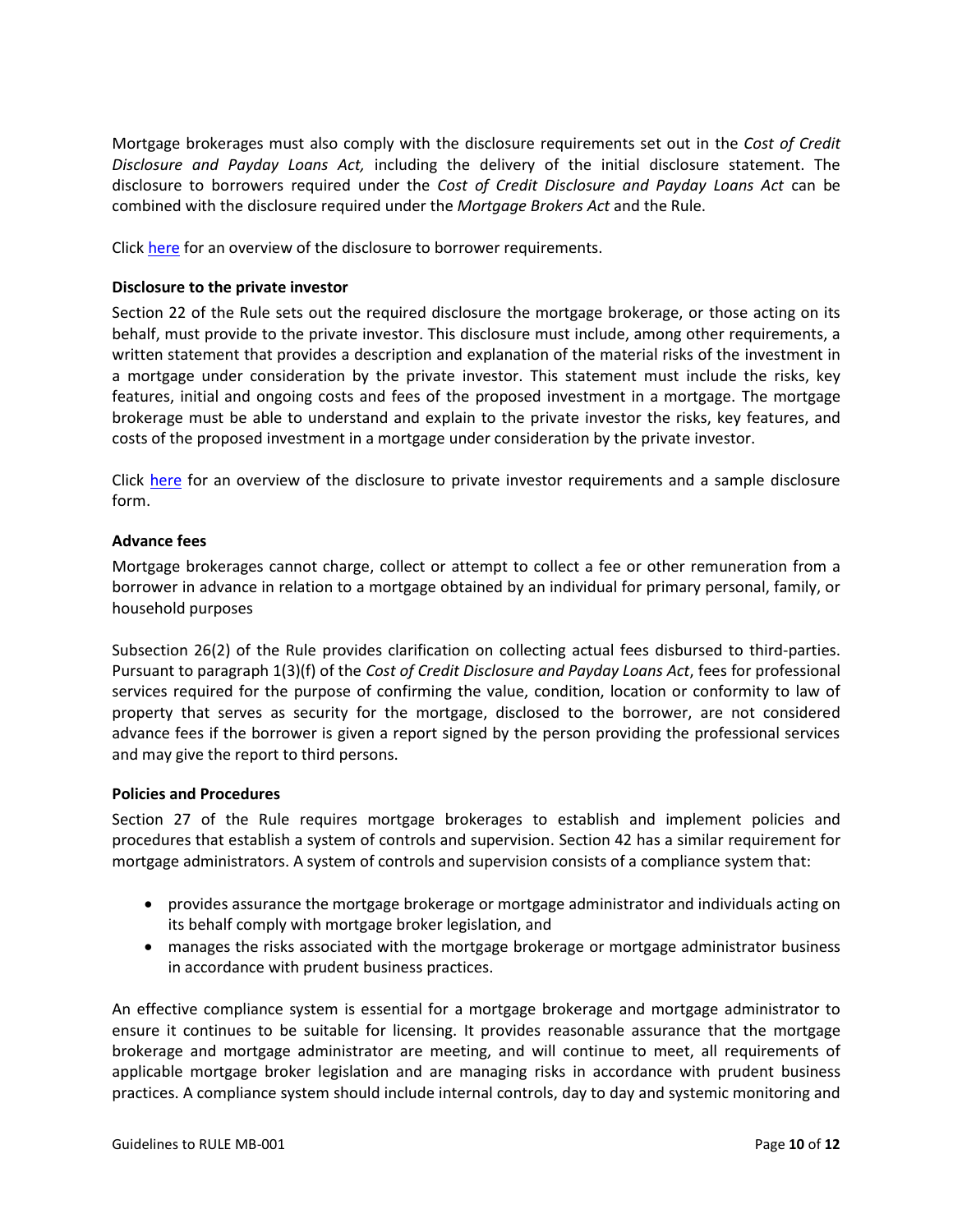Mortgage brokerages must also comply with the disclosure requirements set out in the *Cost of Credit Disclosure and Payday Loans Act,* including the delivery of the initial disclosure statement. The disclosure to borrowers required under the *Cost of Credit Disclosure and Payday Loans Act* can be combined with the disclosure required under the *Mortgage Brokers Act* and the Rule.

Click [here]() for an overview of the disclosure to borrower requirements.

**Disclosure to the private investor**

Section 22 of the Rule sets out the required disclosure the mortgage brokerage, or those acting on its behalf, must provide to the private investor. This disclosure must include, among other requirements, a written statement that provides a description and explanation of the material risks of the investment in a mortgage under consideration by the private investor. This statement must include the risks, key features, initial and ongoing costs and fees of the proposed investment in a mortgage. The mortgage brokerage must be able to understand and explain to the private investor the risks, key features, and costs of the proposed investment in a mortgage under consideration by the private investor.

Click [here]() for an overview of the disclosure to private investor requirements and a sample disclosure form.

**Advance fees**

Mortgage brokerages cannot charge, collect or attempt to collect a fee or other remuneration from a borrower in advance in relation to a mortgage obtained by an individual for primary personal, family, or household purposes

Subsection 26(2) of the Rule provides clarification on collecting actual fees disbursed to third-parties. Pursuant to paragraph 1(3)(f) of the *Cost of Credit Disclosure and Payday Loans Act*, fees for professional services required for the purpose of confirming the value, condition, location or conformity to law of property that serves as security for the mortgage, disclosed to the borrower, are not considered advance fees if the borrower is given a report signed by the person providing the professional services and may give the report to third persons.

**Policies and Procedures**

Section 27 of the Rule requires mortgage brokerages to establish and implement policies and procedures that establish a system of controls and supervision. Section 42 has a similar requirement for mortgage administrators. A system of controls and supervision consists of a compliance system that:

- provides assurance the mortgage brokerage or mortgage administrator and individuals acting on its behalf comply with mortgage broker legislation, and
- manages the risks associated with the mortgage brokerage or mortgage administrator business in accordance with prudent business practices.

An effective compliance system is essential for a mortgage brokerage and mortgage administrator to ensure it continues to be suitable for licensing. It provides reasonable assurance that the mortgage brokerage and mortgage administrator are meeting, and will continue to meet, all requirements of applicable mortgage broker legislation and are managing risks in accordance with prudent business practices. A compliance system should include internal controls, day to day and systemic monitoring and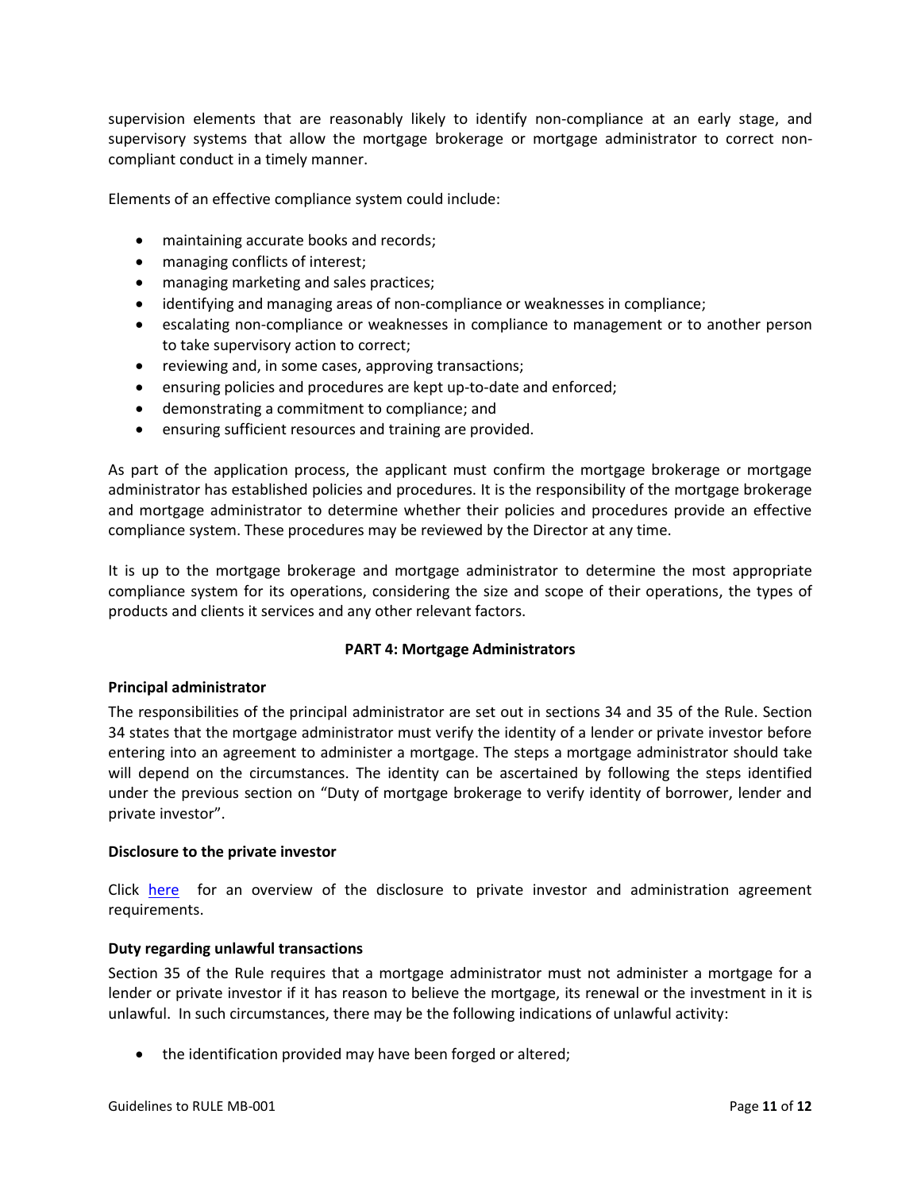supervision elements that are reasonably likely to identify non-compliance at an early stage, and supervisory systems that allow the mortgage brokerage or mortgage administrator to correct non-compliant conduct in a timely manner.

Elements of an effective compliance system could include:

- maintaining accurate books and records;
- managing conflicts of interest;
- managing marketing and sales practices;
- identifying and managing areas of non-compliance or weaknesses in compliance;
- escalating non-compliance or weaknesses in compliance to management or to another person to take supervisory action to correct;
- reviewing and, in some cases, approving transactions;
- ensuring policies and procedures are kept up-to-date and enforced;
- demonstrating a commitment to compliance; and
- ensuring sufficient resources and training are provided.

As part of the application process, the applicant must confirm the mortgage brokerage or mortgage administrator has established policies and procedures. It is the responsibility of the mortgage brokerage and mortgage administrator to determine whether their policies and procedures provide an effective compliance system. These procedures may be reviewed by the Director at any time.

It is up to the mortgage brokerage and mortgage administrator to determine the most appropriate compliance system for its operations, considering the size and scope of their operations, the types of products and clients it services and any other relevant factors.

## PART 4: Mortgage Administrators

### Principal administrator

The responsibilities of the principal administrator are set out in sections 34 and 35 of the Rule. Section 34 states that the mortgage administrator must verify the identity of a lender or private investor before entering into an agreement to administer a mortgage. The steps a mortgage administrator should take will depend on the circumstances. The identity can be ascertained by following the steps identified under the previous section on "Duty of mortgage brokerage to verify identity of borrower, lender and private investor".

### Disclosure to the private investor

Click [here](#) for an overview of the disclosure to private investor and administration agreement requirements.

### Duty regarding unlawful transactions

Section 35 of the Rule requires that a mortgage administrator must not administer a mortgage for a lender or private investor if it has reason to believe the mortgage, its renewal or the investment in it is unlawful. In such circumstances, there may be the following indications of unlawful activity:

- the identification provided may have been forged or altered;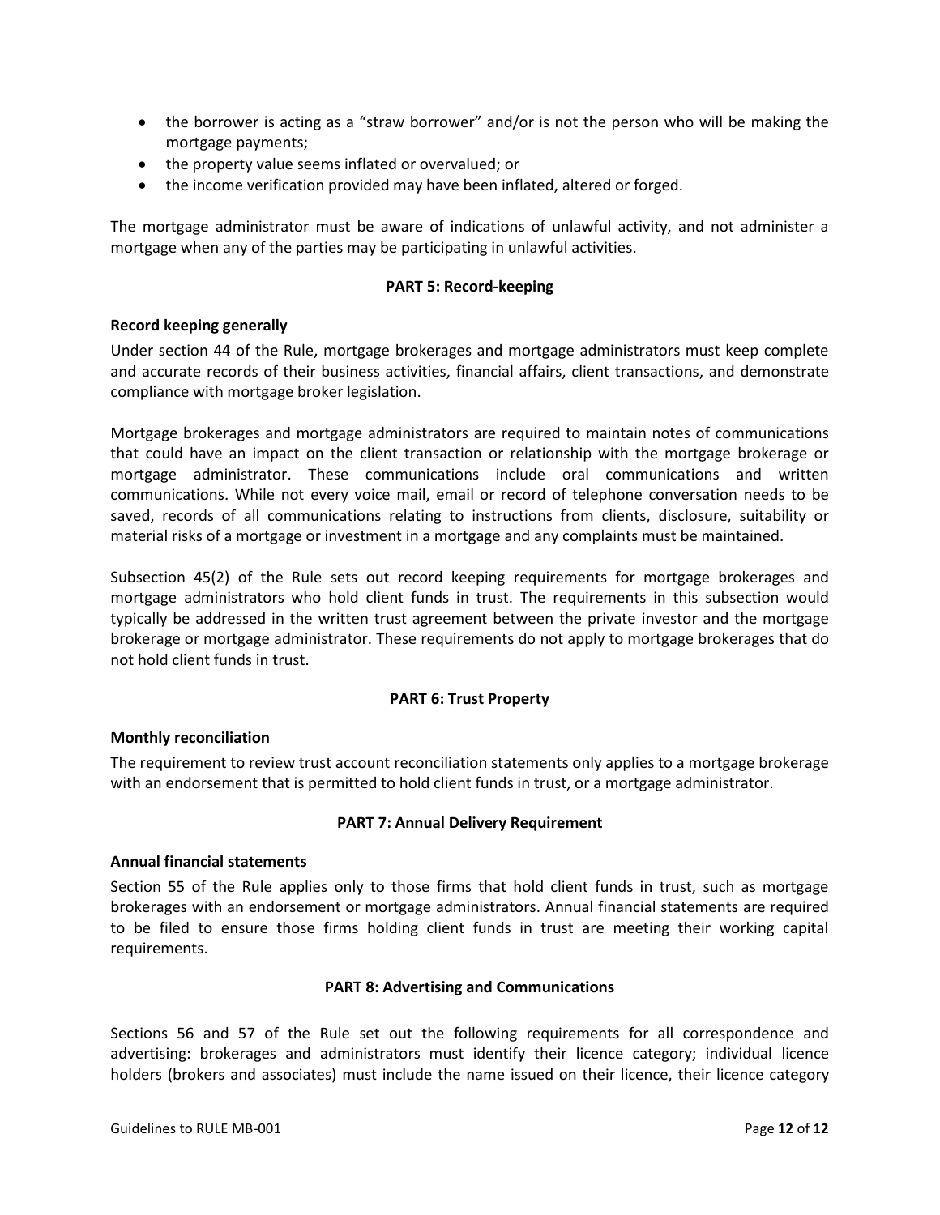- the borrower is acting as a "straw borrower" and/or is not the person who will be making the mortgage payments;
- the property value seems inflated or overvalued; or
- the income verification provided may have been inflated, altered or forged.

The mortgage administrator must be aware of indications of unlawful activity, and not administer a mortgage when any of the parties may be participating in unlawful activities.

## PART 5: Record-keeping

### Record keeping generally

Under section 44 of the Rule, mortgage brokerages and mortgage administrators must keep complete and accurate records of their business activities, financial affairs, client transactions, and demonstrate compliance with mortgage broker legislation.

Mortgage brokerages and mortgage administrators are required to maintain notes of communications that could have an impact on the client transaction or relationship with the mortgage brokerage or mortgage administrator. These communications include oral communications and written communications. While not every voice mail, email or record of telephone conversation needs to be saved, records of all communications relating to instructions from clients, disclosure, suitability or material risks of a mortgage or investment in a mortgage and any complaints must be maintained.

Subsection 45(2) of the Rule sets out record keeping requirements for mortgage brokerages and mortgage administrators who hold client funds in trust. The requirements in this subsection would typically be addressed in the written trust agreement between the private investor and the mortgage brokerage or mortgage administrator. These requirements do not apply to mortgage brokerages that do not hold client funds in trust.

## PART 6: Trust Property

### Monthly reconciliation

The requirement to review trust account reconciliation statements only applies to a mortgage brokerage with an endorsement that is permitted to hold client funds in trust, or a mortgage administrator.

## PART 7: Annual Delivery Requirement

### Annual financial statements

Section 55 of the Rule applies only to those firms that hold client funds in trust, such as mortgage brokerages with an endorsement or mortgage administrators. Annual financial statements are required to be filed to ensure those firms holding client funds in trust are meeting their working capital requirements.

## PART 8: Advertising and Communications

Sections 56 and 57 of the Rule set out the following requirements for all correspondence and advertising: brokerages and administrators must identify their licence category; individual licence holders (brokers and associates) must include the name issued on their licence, their licence category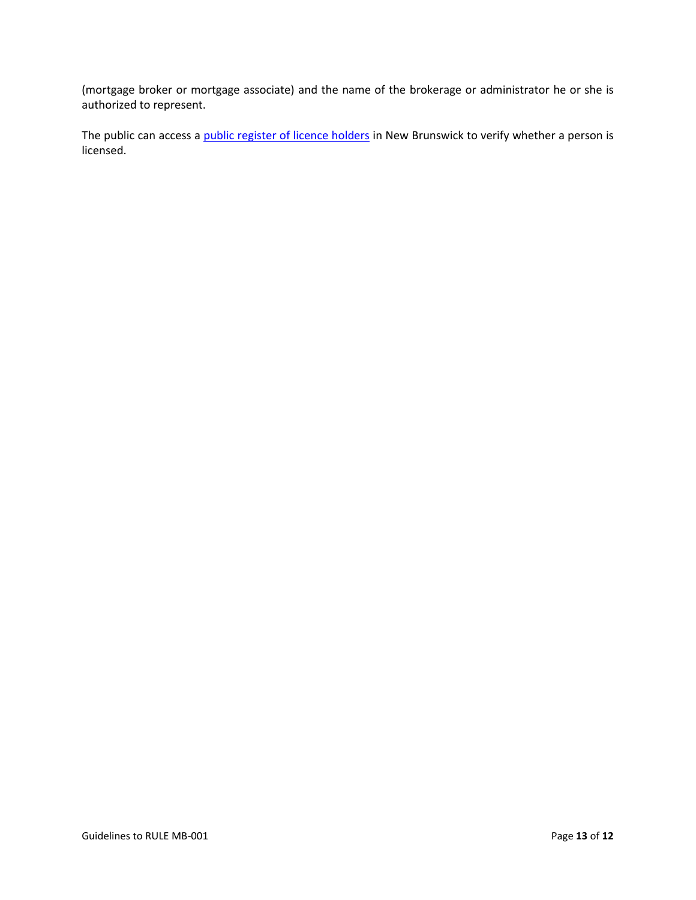(mortgage broker or mortgage associate) and the name of the brokerage or administrator he or she is authorized to represent.

The public can access a public register of licence holders in New Brunswick to verify whether a person is licensed.